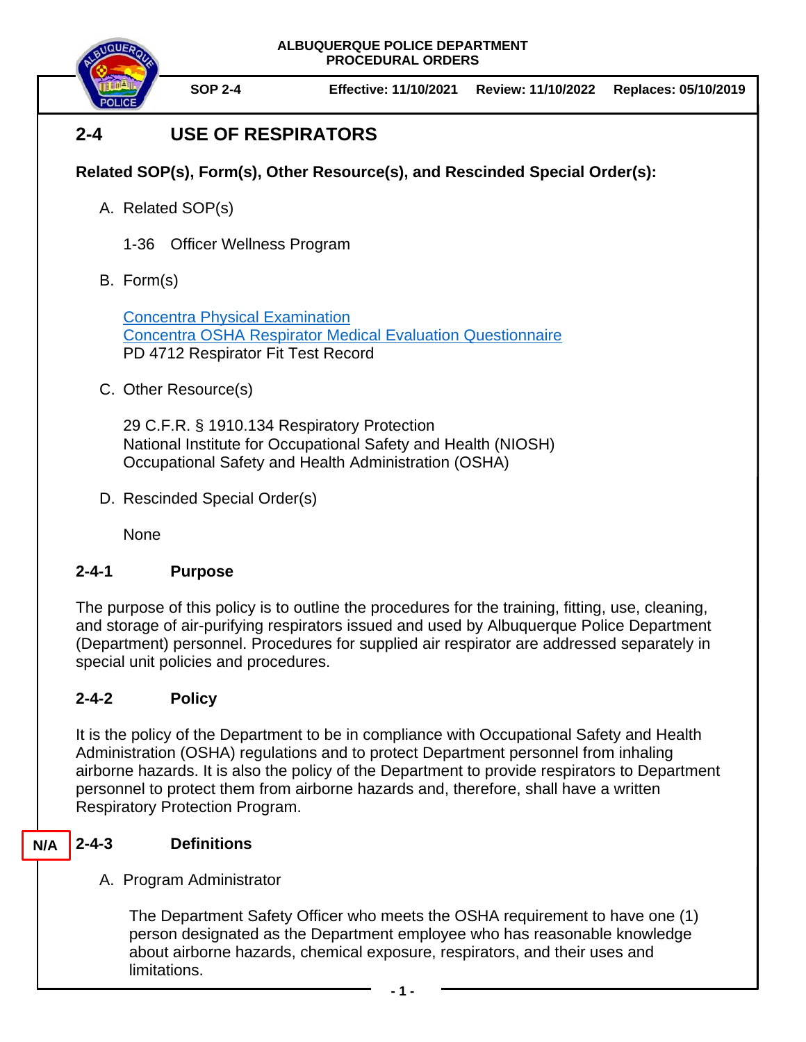ALBUQUERQUE POLICE DEPARTMENT
PROCEDURAL ORDERS

**SOP 2-4** | **Effective: 11/10/2021** | **Review: 11/10/2022** | **Replaces: 05/10/2019**

# 2-4 USE OF RESPIRATORS

**Related SOP(s), Form(s), Other Resource(s), and Rescinded Special Order(s):**

A. Related SOP(s)

   1-36 Officer Wellness Program

B. Form(s)

   Concentra Physical Examination
   Concentra OSHA Respirator Medical Evaluation Questionnaire
   PD 4712 Respirator Fit Test Record

C. Other Resource(s)

   29 C.F.R. § 1910.134 Respiratory Protection
   National Institute for Occupational Safety and Health (NIOSH)
   Occupational Safety and Health Administration (OSHA)

D. Rescinded Special Order(s)

   None

## 2-4-1 Purpose

The purpose of this policy is to outline the procedures for the training, fitting, use, cleaning, and storage of air-purifying respirators issued and used by Albuquerque Police Department (Department) personnel. Procedures for supplied air respirator are addressed separately in special unit policies and procedures.

## 2-4-2 Policy

It is the policy of the Department to be in compliance with Occupational Safety and Health Administration (OSHA) regulations and to protect Department personnel from inhaling airborne hazards. It is also the policy of the Department to provide respirators to Department personnel to protect them from airborne hazards and, therefore, shall have a written Respiratory Protection Program.

## N/A 2-4-3 Definitions

A. Program Administrator

   The Department Safety Officer who meets the OSHA requirement to have one (1) person designated as the Department employee who has reasonable knowledge about airborne hazards, chemical exposure, respirators, and their uses and limitations.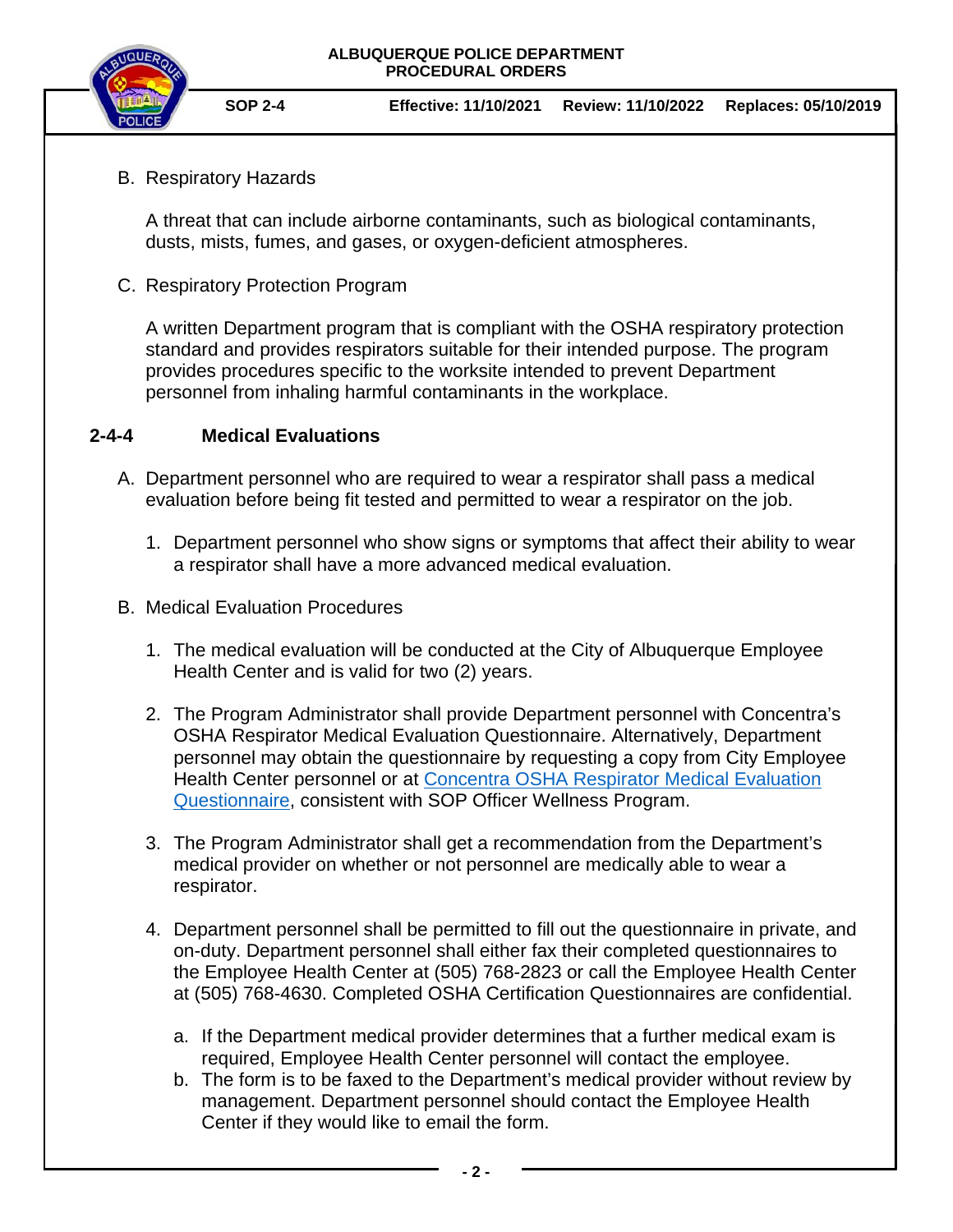B. Respiratory Hazards

   A threat that can include airborne contaminants, such as biological contaminants, dusts, mists, fumes, and gases, or oxygen-deficient atmospheres.

C. Respiratory Protection Program

   A written Department program that is compliant with the OSHA respiratory protection standard and provides respirators suitable for their intended purpose. The program provides procedures specific to the worksite intended to prevent Department personnel from inhaling harmful contaminants in the workplace.

## 2-4-4 Medical Evaluations

A. Department personnel who are required to wear a respirator shall pass a medical evaluation before being fit tested and permitted to wear a respirator on the job.

   1. Department personnel who show signs or symptoms that affect their ability to wear a respirator shall have a more advanced medical evaluation.

B. Medical Evaluation Procedures

   1. The medical evaluation will be conducted at the City of Albuquerque Employee Health Center and is valid for two (2) years.

   2. The Program Administrator shall provide Department personnel with Concentra's OSHA Respirator Medical Evaluation Questionnaire. Alternatively, Department personnel may obtain the questionnaire by requesting a copy from City Employee Health Center personnel or at Concentra OSHA Respirator Medical Evaluation Questionnaire, consistent with SOP Officer Wellness Program.

   3. The Program Administrator shall get a recommendation from the Department's medical provider on whether or not personnel are medically able to wear a respirator.

   4. Department personnel shall be permitted to fill out the questionnaire in private, and on-duty. Department personnel shall either fax their completed questionnaires to the Employee Health Center at (505) 768-2823 or call the Employee Health Center at (505) 768-4630. Completed OSHA Certification Questionnaires are confidential.

      a. If the Department medical provider determines that a further medical exam is required, Employee Health Center personnel will contact the employee.
      b. The form is to be faxed to the Department's medical provider without review by management. Department personnel should contact the Employee Health Center if they would like to email the form.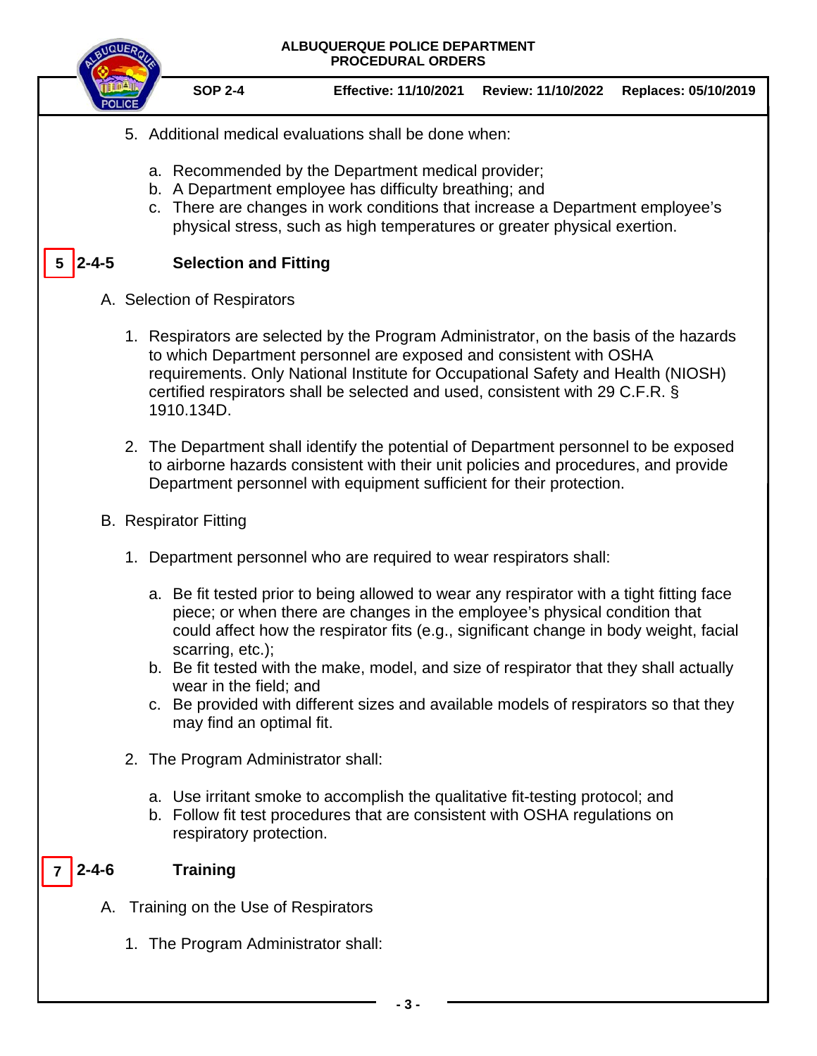5. Additional medical evaluations shall be done when:

   a. Recommended by the Department medical provider;
   b. A Department employee has difficulty breathing; and
   c. There are changes in work conditions that increase a Department employee's physical stress, such as high temperatures or greater physical exertion.

## 5 2-4-5 Selection and Fitting

A. Selection of Respirators

1. Respirators are selected by the Program Administrator, on the basis of the hazards to which Department personnel are exposed and consistent with OSHA requirements. Only National Institute for Occupational Safety and Health (NIOSH) certified respirators shall be selected and used, consistent with 29 C.F.R. § 1910.134D.

2. The Department shall identify the potential of Department personnel to be exposed to airborne hazards consistent with their unit policies and procedures, and provide Department personnel with equipment sufficient for their protection.

B. Respirator Fitting

1. Department personnel who are required to wear respirators shall:

   a. Be fit tested prior to being allowed to wear any respirator with a tight fitting face piece; or when there are changes in the employee's physical condition that could affect how the respirator fits (e.g., significant change in body weight, facial scarring, etc.);
   b. Be fit tested with the make, model, and size of respirator that they shall actually wear in the field; and
   c. Be provided with different sizes and available models of respirators so that they may find an optimal fit.

2. The Program Administrator shall:

   a. Use irritant smoke to accomplish the qualitative fit-testing protocol; and
   b. Follow fit test procedures that are consistent with OSHA regulations on respiratory protection.

## 7 2-4-6 Training

A. Training on the Use of Respirators

1. The Program Administrator shall: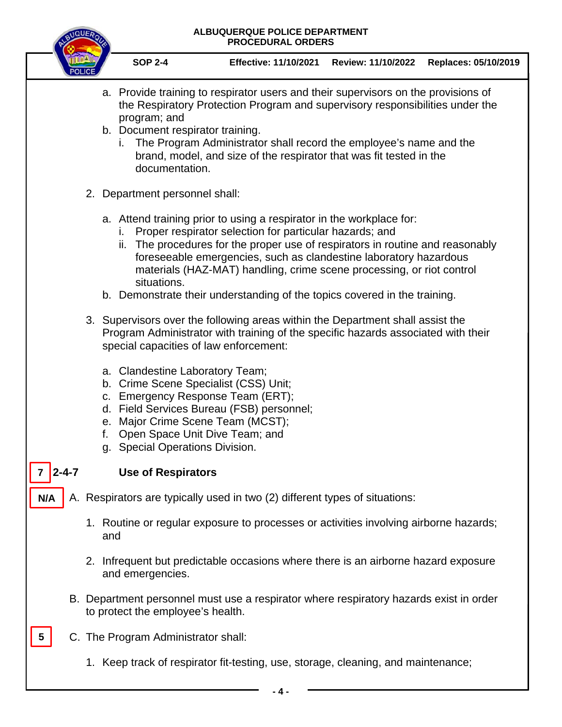a. Provide training to respirator users and their supervisors on the provisions of the Respiratory Protection Program and supervisory responsibilities under the program; and
b. Document respirator training.
   i. The Program Administrator shall record the employee's name and the brand, model, and size of the respirator that was fit tested in the documentation.

2. Department personnel shall:

   a. Attend training prior to using a respirator in the workplace for:
      i. Proper respirator selection for particular hazards; and
      ii. The procedures for the proper use of respirators in routine and reasonably foreseeable emergencies, such as clandestine laboratory hazardous materials (HAZ-MAT) handling, crime scene processing, or riot control situations.
   b. Demonstrate their understanding of the topics covered in the training.

3. Supervisors over the following areas within the Department shall assist the Program Administrator with training of the specific hazards associated with their special capacities of law enforcement:

   a. Clandestine Laboratory Team;
   b. Crime Scene Specialist (CSS) Unit;
   c. Emergency Response Team (ERT);
   d. Field Services Bureau (FSB) personnel;
   e. Major Crime Scene Team (MCST);
   f. Open Space Unit Dive Team; and
   g. Special Operations Division.

## 7 2-4-7 Use of Respirators

N/A A. Respirators are typically used in two (2) different types of situations:

1. Routine or regular exposure to processes or activities involving airborne hazards; and

2. Infrequent but predictable occasions where there is an airborne hazard exposure and emergencies.

B. Department personnel must use a respirator where respiratory hazards exist in order to protect the employee's health.

5 C. The Program Administrator shall:

1. Keep track of respirator fit-testing, use, storage, cleaning, and maintenance;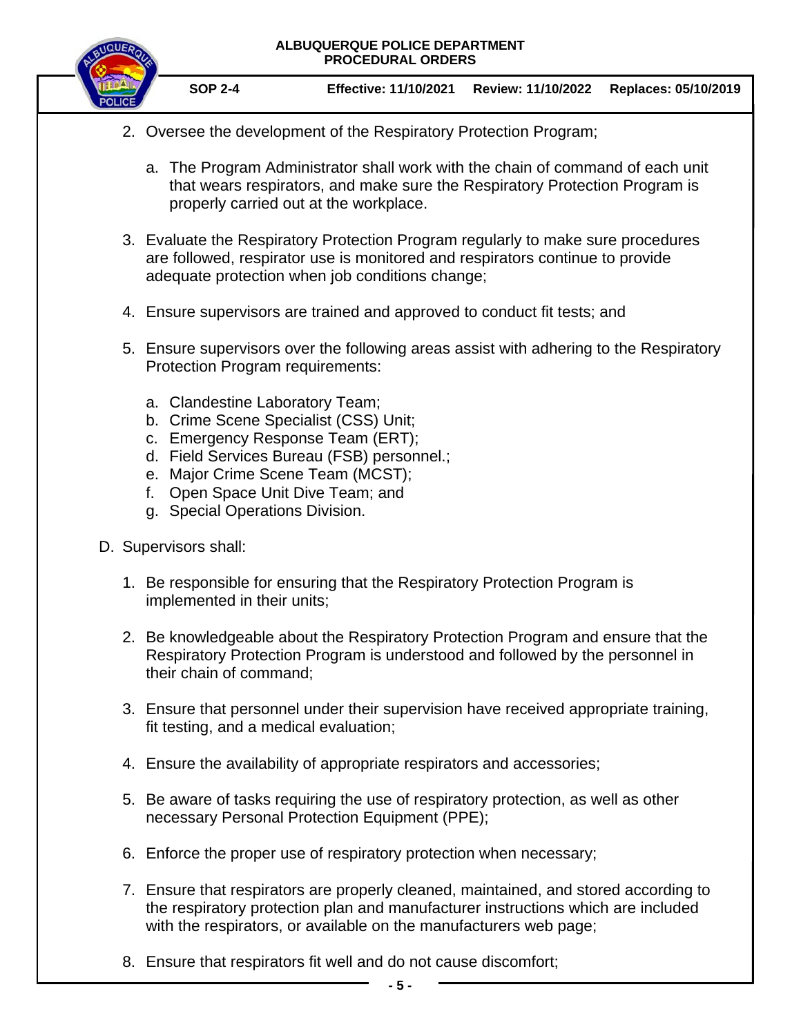2. Oversee the development of the Respiratory Protection Program;

   a. The Program Administrator shall work with the chain of command of each unit that wears respirators, and make sure the Respiratory Protection Program is properly carried out at the workplace.

3. Evaluate the Respiratory Protection Program regularly to make sure procedures are followed, respirator use is monitored and respirators continue to provide adequate protection when job conditions change;

4. Ensure supervisors are trained and approved to conduct fit tests; and

5. Ensure supervisors over the following areas assist with adhering to the Respiratory Protection Program requirements:

   a. Clandestine Laboratory Team;
   b. Crime Scene Specialist (CSS) Unit;
   c. Emergency Response Team (ERT);
   d. Field Services Bureau (FSB) personnel.;
   e. Major Crime Scene Team (MCST);
   f. Open Space Unit Dive Team; and
   g. Special Operations Division.

D. Supervisors shall:

1. Be responsible for ensuring that the Respiratory Protection Program is implemented in their units;

2. Be knowledgeable about the Respiratory Protection Program and ensure that the Respiratory Protection Program is understood and followed by the personnel in their chain of command;

3. Ensure that personnel under their supervision have received appropriate training, fit testing, and a medical evaluation;

4. Ensure the availability of appropriate respirators and accessories;

5. Be aware of tasks requiring the use of respiratory protection, as well as other necessary Personal Protection Equipment (PPE);

6. Enforce the proper use of respiratory protection when necessary;

7. Ensure that respirators are properly cleaned, maintained, and stored according to the respiratory protection plan and manufacturer instructions which are included with the respirators, or available on the manufacturers web page;

8. Ensure that respirators fit well and do not cause discomfort;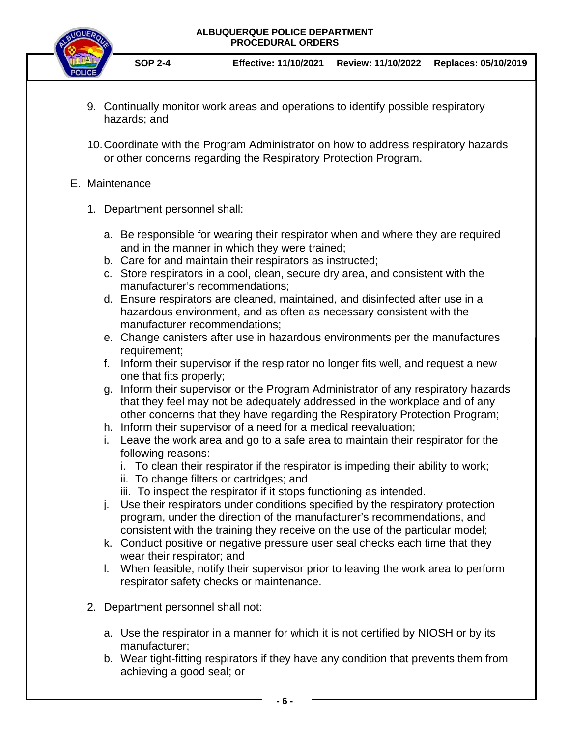9. Continually monitor work areas and operations to identify possible respiratory hazards; and

10. Coordinate with the Program Administrator on how to address respiratory hazards or other concerns regarding the Respiratory Protection Program.

E. Maintenance

1. Department personnel shall:

   a. Be responsible for wearing their respirator when and where they are required and in the manner in which they were trained;
   b. Care for and maintain their respirators as instructed;
   c. Store respirators in a cool, clean, secure dry area, and consistent with the manufacturer's recommendations;
   d. Ensure respirators are cleaned, maintained, and disinfected after use in a hazardous environment, and as often as necessary consistent with the manufacturer recommendations;
   e. Change canisters after use in hazardous environments per the manufactures requirement;
   f. Inform their supervisor if the respirator no longer fits well, and request a new one that fits properly;
   g. Inform their supervisor or the Program Administrator of any respiratory hazards that they feel may not be adequately addressed in the workplace and of any other concerns that they have regarding the Respiratory Protection Program;
   h. Inform their supervisor of a need for a medical reevaluation;
   i. Leave the work area and go to a safe area to maintain their respirator for the following reasons:
      i. To clean their respirator if the respirator is impeding their ability to work;
      ii. To change filters or cartridges; and
      iii. To inspect the respirator if it stops functioning as intended.
   j. Use their respirators under conditions specified by the respiratory protection program, under the direction of the manufacturer's recommendations, and consistent with the training they receive on the use of the particular model;
   k. Conduct positive or negative pressure user seal checks each time that they wear their respirator; and
   l. When feasible, notify their supervisor prior to leaving the work area to perform respirator safety checks or maintenance.

2. Department personnel shall not:

   a. Use the respirator in a manner for which it is not certified by NIOSH or by its manufacturer;
   b. Wear tight-fitting respirators if they have any condition that prevents them from achieving a good seal; or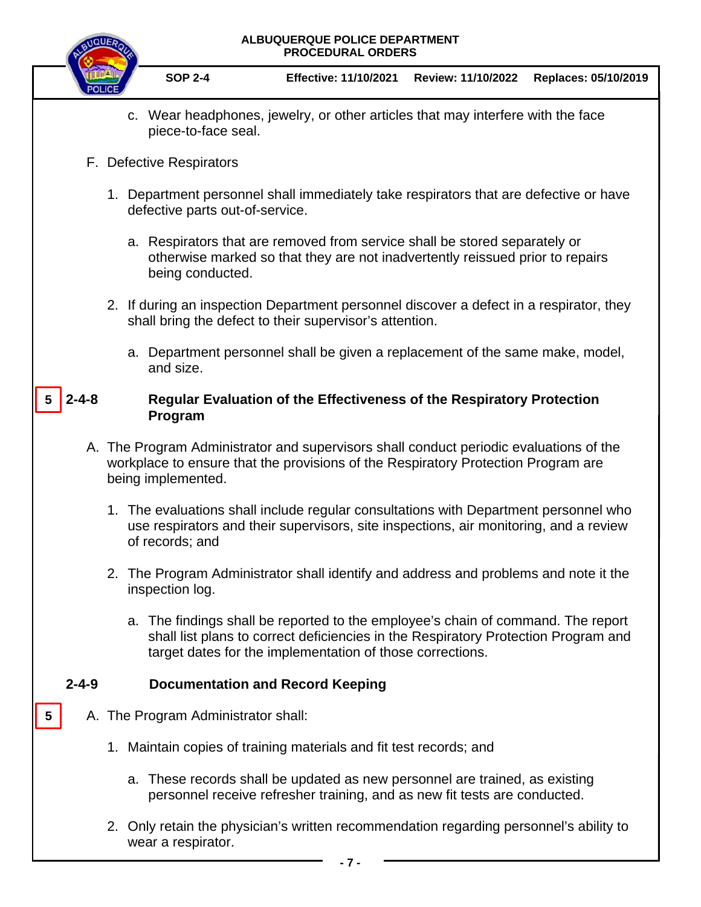c. Wear headphones, jewelry, or other articles that may interfere with the face piece-to-face seal.

F. Defective Respirators

1. Department personnel shall immediately take respirators that are defective or have defective parts out-of-service.

   a. Respirators that are removed from service shall be stored separately or otherwise marked so that they are not inadvertently reissued prior to repairs being conducted.

2. If during an inspection Department personnel discover a defect in a respirator, they shall bring the defect to their supervisor's attention.

   a. Department personnel shall be given a replacement of the same make, model, and size.

## 5 2-4-8 Regular Evaluation of the Effectiveness of the Respiratory Protection Program

A. The Program Administrator and supervisors shall conduct periodic evaluations of the workplace to ensure that the provisions of the Respiratory Protection Program are being implemented.

1. The evaluations shall include regular consultations with Department personnel who use respirators and their supervisors, site inspections, air monitoring, and a review of records; and

2. The Program Administrator shall identify and address and problems and note it the inspection log.

   a. The findings shall be reported to the employee's chain of command. The report shall list plans to correct deficiencies in the Respiratory Protection Program and target dates for the implementation of those corrections.

## 2-4-9 Documentation and Record Keeping

5 A. The Program Administrator shall:

1. Maintain copies of training materials and fit test records; and

   a. These records shall be updated as new personnel are trained, as existing personnel receive refresher training, and as new fit tests are conducted.

2. Only retain the physician's written recommendation regarding personnel's ability to wear a respirator.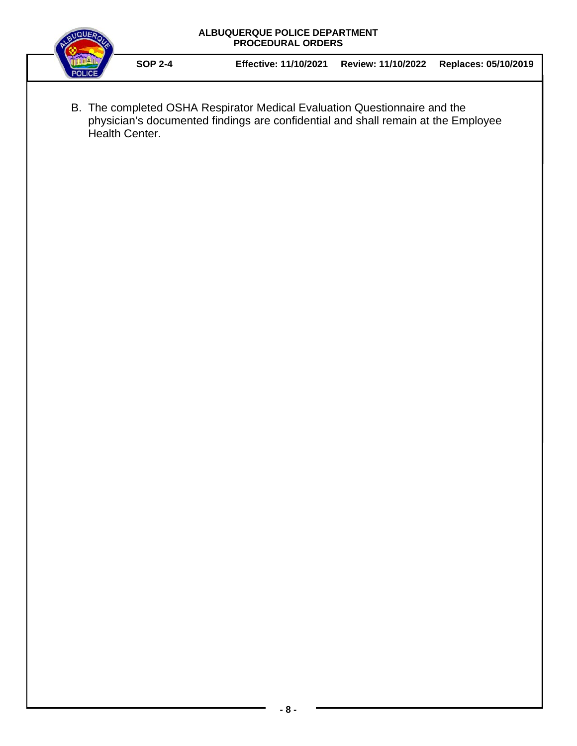B. The completed OSHA Respirator Medical Evaluation Questionnaire and the physician's documented findings are confidential and shall remain at the Employee Health Center.